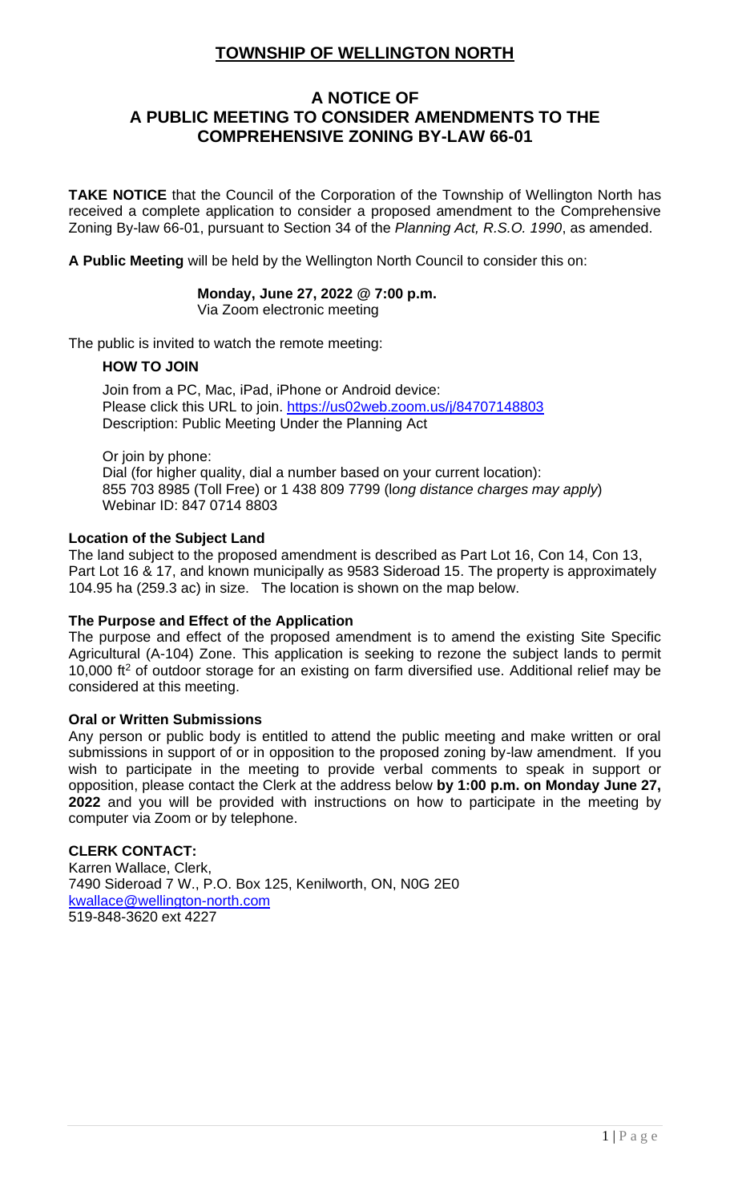# TOWNSHIP OF WELLINGTON NORTH

## A NOTICE OF A PUBLIC MEETING TO CONSIDER AMENDMENTS TO THE COMPREHENSIVE ZONING BY-LAW 66-01

**TAKE NOTICE** that the Council of the Corporation of the Township of Wellington North has received a complete application to consider a proposed amendment to the Comprehensive Zoning By-law 66-01, pursuant to Section 34 of the *Planning Act, R.S.O. 1990*, as amended.

**A Public Meeting** will be held by the Wellington North Council to consider this on:

**Monday, June 27, 2022 @ 7:00 p.m.**
Via Zoom electronic meeting

The public is invited to watch the remote meeting:

**HOW TO JOIN**

Join from a PC, Mac, iPad, iPhone or Android device:
Please click this URL to join. https://us02web.zoom.us/j/84707148803
Description: Public Meeting Under the Planning Act

Or join by phone:
Dial (for higher quality, dial a number based on your current location):
855 703 8985 (Toll Free) or 1 438 809 7799 (*long distance charges may apply*)
Webinar ID: 847 0714 8803

**Location of the Subject Land**

The land subject to the proposed amendment is described as Part Lot 16, Con 14, Con 13, Part Lot 16 & 17, and known municipally as 9583 Sideroad 15. The property is approximately 104.95 ha (259.3 ac) in size. The location is shown on the map below.

**The Purpose and Effect of the Application**

The purpose and effect of the proposed amendment is to amend the existing Site Specific Agricultural (A-104) Zone. This application is seeking to rezone the subject lands to permit 10,000 ft$^2$ of outdoor storage for an existing on farm diversified use. Additional relief may be considered at this meeting.

**Oral or Written Submissions**

Any person or public body is entitled to attend the public meeting and make written or oral submissions in support of or in opposition to the proposed zoning by-law amendment. If you wish to participate in the meeting to provide verbal comments to speak in support or opposition, please contact the Clerk at the address below **by 1:00 p.m. on Monday June 27, 2022** and you will be provided with instructions on how to participate in the meeting by computer via Zoom or by telephone.

**CLERK CONTACT:**
Karren Wallace, Clerk,
7490 Sideroad 7 W., P.O. Box 125, Kenilworth, ON, N0G 2E0
kwallace@wellington-north.com
519-848-3620 ext 4227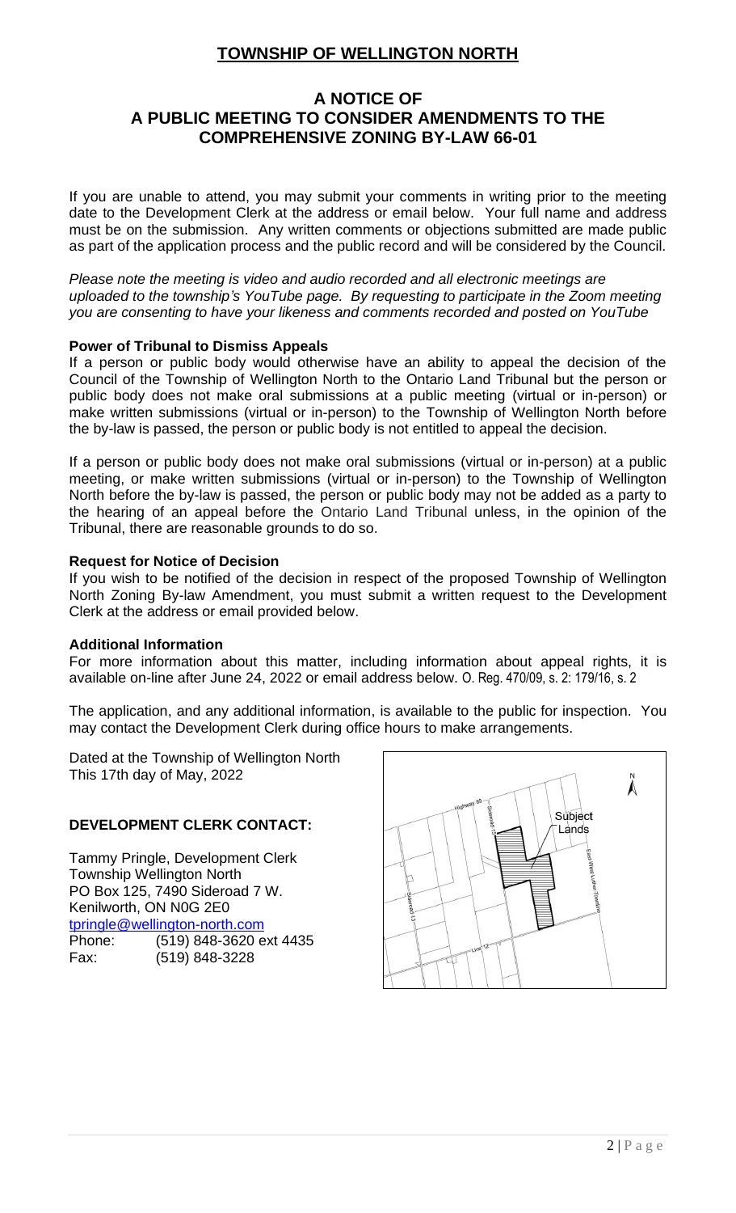# TOWNSHIP OF WELLINGTON NORTH

## A NOTICE OF A PUBLIC MEETING TO CONSIDER AMENDMENTS TO THE COMPREHENSIVE ZONING BY-LAW 66-01

If you are unable to attend, you may submit your comments in writing prior to the meeting date to the Development Clerk at the address or email below. Your full name and address must be on the submission. Any written comments or objections submitted are made public as part of the application process and the public record and will be considered by the Council.

*Please note the meeting is video and audio recorded and all electronic meetings are uploaded to the township's YouTube page. By requesting to participate in the Zoom meeting you are consenting to have your likeness and comments recorded and posted on YouTube*

**Power of Tribunal to Dismiss Appeals**

If a person or public body would otherwise have an ability to appeal the decision of the Council of the Township of Wellington North to the Ontario Land Tribunal but the person or public body does not make oral submissions at a public meeting (virtual or in-person) or make written submissions (virtual or in-person) to the Township of Wellington North before the by-law is passed, the person or public body is not entitled to appeal the decision.

If a person or public body does not make oral submissions (virtual or in-person) at a public meeting, or make written submissions (virtual or in-person) to the Township of Wellington North before the by-law is passed, the person or public body may not be added as a party to the hearing of an appeal before the Ontario Land Tribunal unless, in the opinion of the Tribunal, there are reasonable grounds to do so.

**Request for Notice of Decision**

If you wish to be notified of the decision in respect of the proposed Township of Wellington North Zoning By-law Amendment, you must submit a written request to the Development Clerk at the address or email provided below.

**Additional Information**

For more information about this matter, including information about appeal rights, it is available on-line after June 24, 2022 or email address below. O. Reg. 470/09, s. 2: 179/16, s. 2

The application, and any additional information, is available to the public for inspection. You may contact the Development Clerk during office hours to make arrangements.

Dated at the Township of Wellington North
This 17th day of May, 2022

**DEVELOPMENT CLERK CONTACT:**

Tammy Pringle, Development Clerk
Township Wellington North
PO Box 125, 7490 Sideroad 7 W.
Kenilworth, ON N0G 2E0
tpringle@wellington-north.com
Phone: (519) 848-3620 ext 4435
Fax: (519) 848-3228

Highway 89
Sideroad 15
Subject Lands
East-West Luther Townline
Sideroad 13
Line 12
N